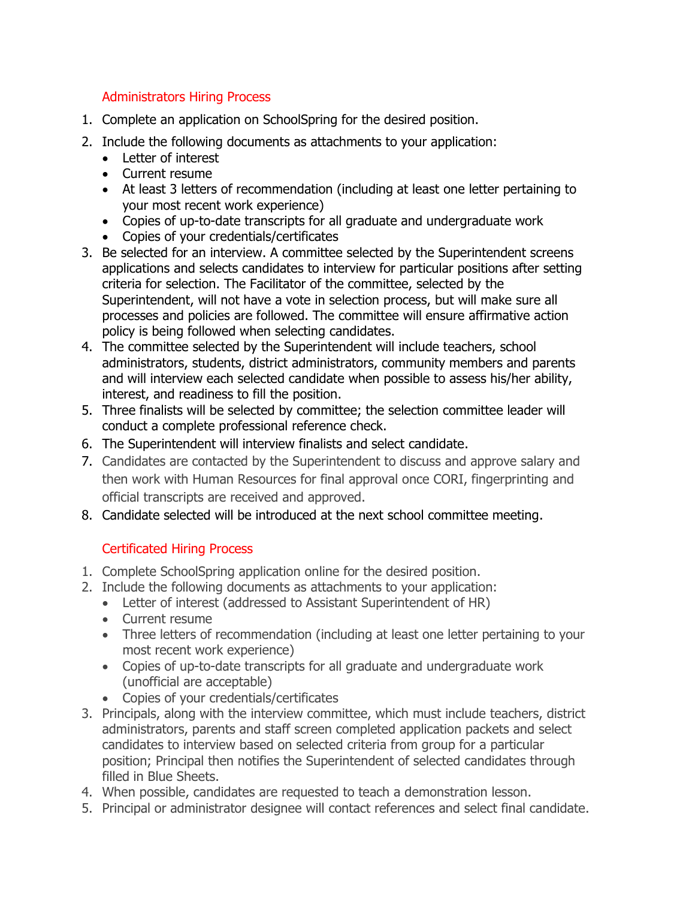## Administrators Hiring Process

1. Complete an application on SchoolSpring for the desired position.
2. Include the following documents as attachments to your application:
   - Letter of interest
   - Current resume
   - At least 3 letters of recommendation (including at least one letter pertaining to your most recent work experience)
   - Copies of up-to-date transcripts for all graduate and undergraduate work
   - Copies of your credentials/certificates
3. Be selected for an interview. A committee selected by the Superintendent screens applications and selects candidates to interview for particular positions after setting criteria for selection. The Facilitator of the committee, selected by the Superintendent, will not have a vote in selection process, but will make sure all processes and policies are followed. The committee will ensure affirmative action policy is being followed when selecting candidates.
4. The committee selected by the Superintendent will include teachers, school administrators, students, district administrators, community members and parents and will interview each selected candidate when possible to assess his/her ability, interest, and readiness to fill the position.
5. Three finalists will be selected by committee; the selection committee leader will conduct a complete professional reference check.
6. The Superintendent will interview finalists and select candidate.
7. Candidates are contacted by the Superintendent to discuss and approve salary and then work with Human Resources for final approval once CORI, fingerprinting and official transcripts are received and approved.
8. Candidate selected will be introduced at the next school committee meeting.

## Certificated Hiring Process

1. Complete SchoolSpring application online for the desired position.
2. Include the following documents as attachments to your application:
   - Letter of interest (addressed to Assistant Superintendent of HR)
   - Current resume
   - Three letters of recommendation (including at least one letter pertaining to your most recent work experience)
   - Copies of up-to-date transcripts for all graduate and undergraduate work (unofficial are acceptable)
   - Copies of your credentials/certificates
3. Principals, along with the interview committee, which must include teachers, district administrators, parents and staff screen completed application packets and select candidates to interview based on selected criteria from group for a particular position; Principal then notifies the Superintendent of selected candidates through filled in Blue Sheets.
4. When possible, candidates are requested to teach a demonstration lesson.
5. Principal or administrator designee will contact references and select final candidate.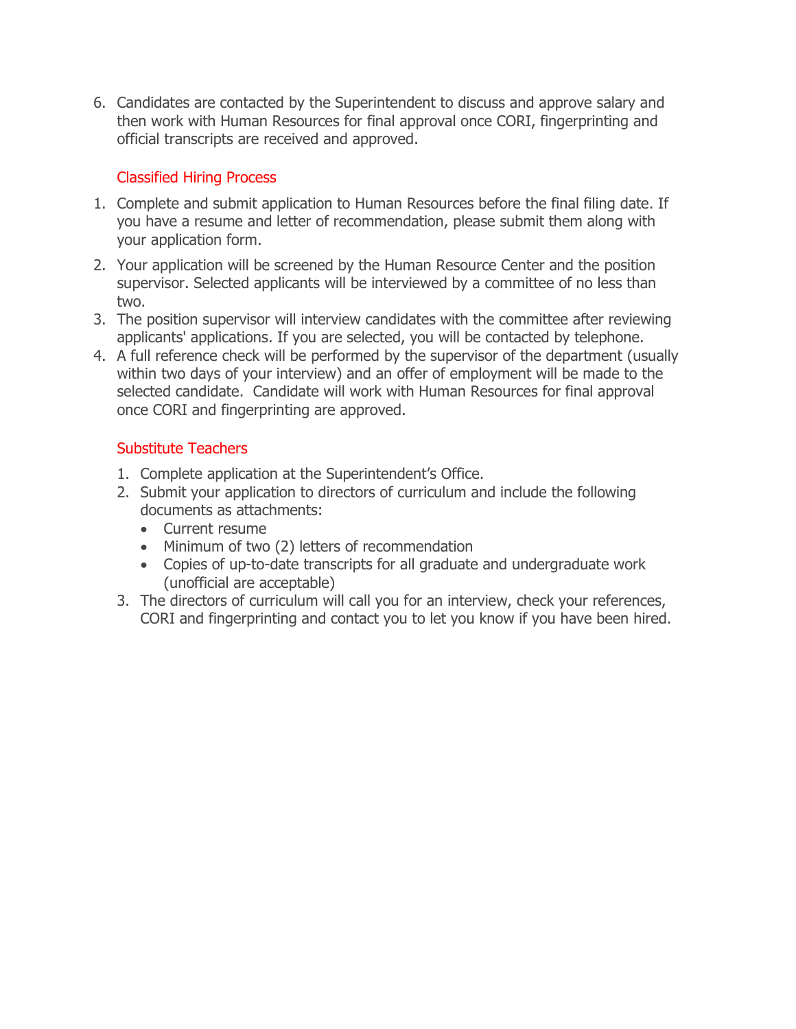6. Candidates are contacted by the Superintendent to discuss and approve salary and then work with Human Resources for final approval once CORI, fingerprinting and official transcripts are received and approved.

### Classified Hiring Process

1. Complete and submit application to Human Resources before the final filing date. If you have a resume and letter of recommendation, please submit them along with your application form.
2. Your application will be screened by the Human Resource Center and the position supervisor. Selected applicants will be interviewed by a committee of no less than two.
3. The position supervisor will interview candidates with the committee after reviewing applicants' applications. If you are selected, you will be contacted by telephone.
4. A full reference check will be performed by the supervisor of the department (usually within two days of your interview) and an offer of employment will be made to the selected candidate. Candidate will work with Human Resources for final approval once CORI and fingerprinting are approved.

### Substitute Teachers

1. Complete application at the Superintendent's Office.
2. Submit your application to directors of curriculum and include the following documents as attachments:
   - Current resume
   - Minimum of two (2) letters of recommendation
   - Copies of up-to-date transcripts for all graduate and undergraduate work (unofficial are acceptable)
3. The directors of curriculum will call you for an interview, check your references, CORI and fingerprinting and contact you to let you know if you have been hired.